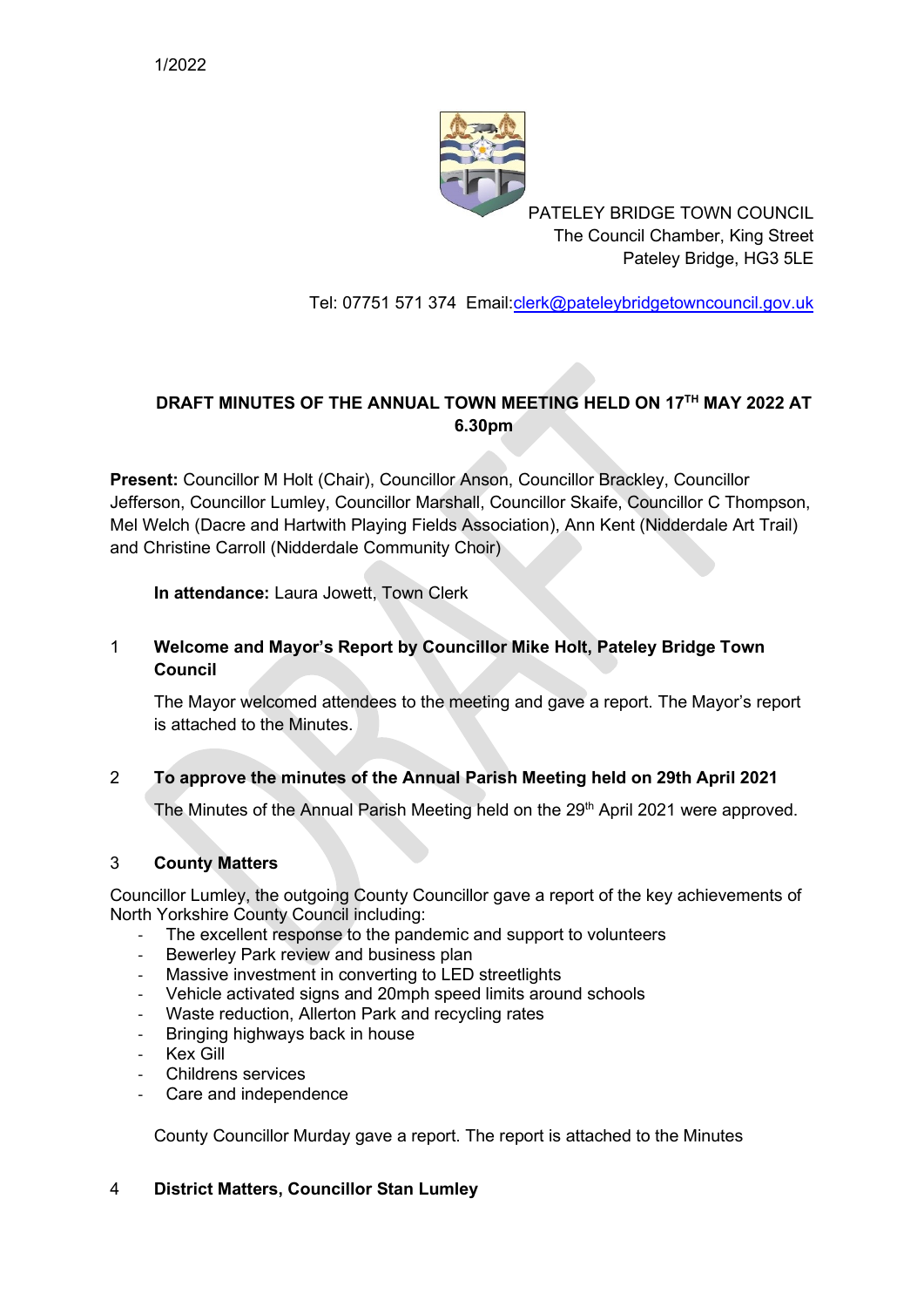1/2022

PATELEY BRIDGE TOWN COUNCIL
The Council Chamber, King Street
Pateley Bridge, HG3 5LE

Tel: 07751 571 374 Email:clerk@pateleybridgetowncouncil.gov.uk

## DRAFT MINUTES OF THE ANNUAL TOWN MEETING HELD ON 17TH MAY 2022 AT 6.30pm

**Present:** Councillor M Holt (Chair), Councillor Anson, Councillor Brackley, Councillor Jefferson, Councillor Lumley, Councillor Marshall, Councillor Skaife, Councillor C Thompson, Mel Welch (Dacre and Hartwith Playing Fields Association), Ann Kent (Nidderdale Art Trail) and Christine Carroll (Nidderdale Community Choir)

**In attendance:** Laura Jowett, Town Clerk

### 1 Welcome and Mayor's Report by Councillor Mike Holt, Pateley Bridge Town Council

The Mayor welcomed attendees to the meeting and gave a report. The Mayor's report is attached to the Minutes.

### 2 To approve the minutes of the Annual Parish Meeting held on 29th April 2021

The Minutes of the Annual Parish Meeting held on the 29th April 2021 were approved.

### 3 County Matters

Councillor Lumley, the outgoing County Councillor gave a report of the key achievements of North Yorkshire County Council including:

- The excellent response to the pandemic and support to volunteers
- Bewerley Park review and business plan
- Massive investment in converting to LED streetlights
- Vehicle activated signs and 20mph speed limits around schools
- Waste reduction, Allerton Park and recycling rates
- Bringing highways back in house
- Kex Gill
- Childrens services
- Care and independence

County Councillor Murday gave a report. The report is attached to the Minutes

### 4 District Matters, Councillor Stan Lumley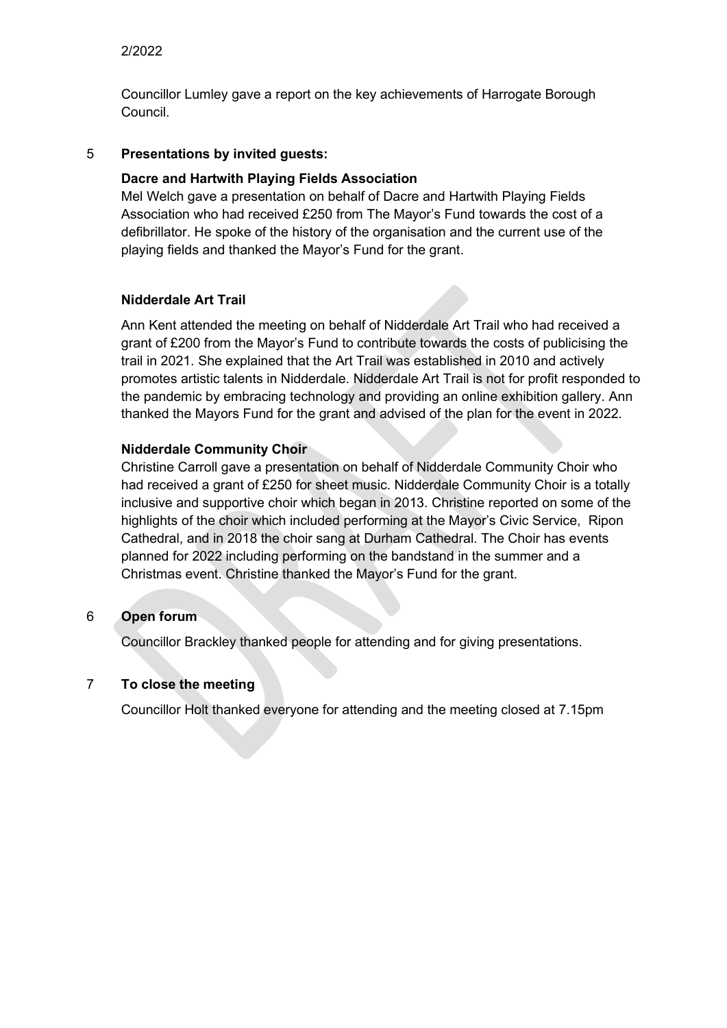Councillor Lumley gave a report on the key achievements of Harrogate Borough Council.

5 **Presentations by invited guests:**

**Dacre and Hartwith Playing Fields Association**

Mel Welch gave a presentation on behalf of Dacre and Hartwith Playing Fields Association who had received £250 from The Mayor's Fund towards the cost of a defibrillator. He spoke of the history of the organisation and the current use of the playing fields and thanked the Mayor's Fund for the grant.

**Nidderdale Art Trail**

Ann Kent attended the meeting on behalf of Nidderdale Art Trail who had received a grant of £200 from the Mayor's Fund to contribute towards the costs of publicising the trail in 2021. She explained that the Art Trail was established in 2010 and actively promotes artistic talents in Nidderdale. Nidderdale Art Trail is not for profit responded to the pandemic by embracing technology and providing an online exhibition gallery. Ann thanked the Mayors Fund for the grant and advised of the plan for the event in 2022.

**Nidderdale Community Choir**

Christine Carroll gave a presentation on behalf of Nidderdale Community Choir who had received a grant of £250 for sheet music. Nidderdale Community Choir is a totally inclusive and supportive choir which began in 2013. Christine reported on some of the highlights of the choir which included performing at the Mayor's Civic Service, Ripon Cathedral, and in 2018 the choir sang at Durham Cathedral. The Choir has events planned for 2022 including performing on the bandstand in the summer and a Christmas event. Christine thanked the Mayor's Fund for the grant.

6 **Open forum**

Councillor Brackley thanked people for attending and for giving presentations.

7 **To close the meeting**

Councillor Holt thanked everyone for attending and the meeting closed at 7.15pm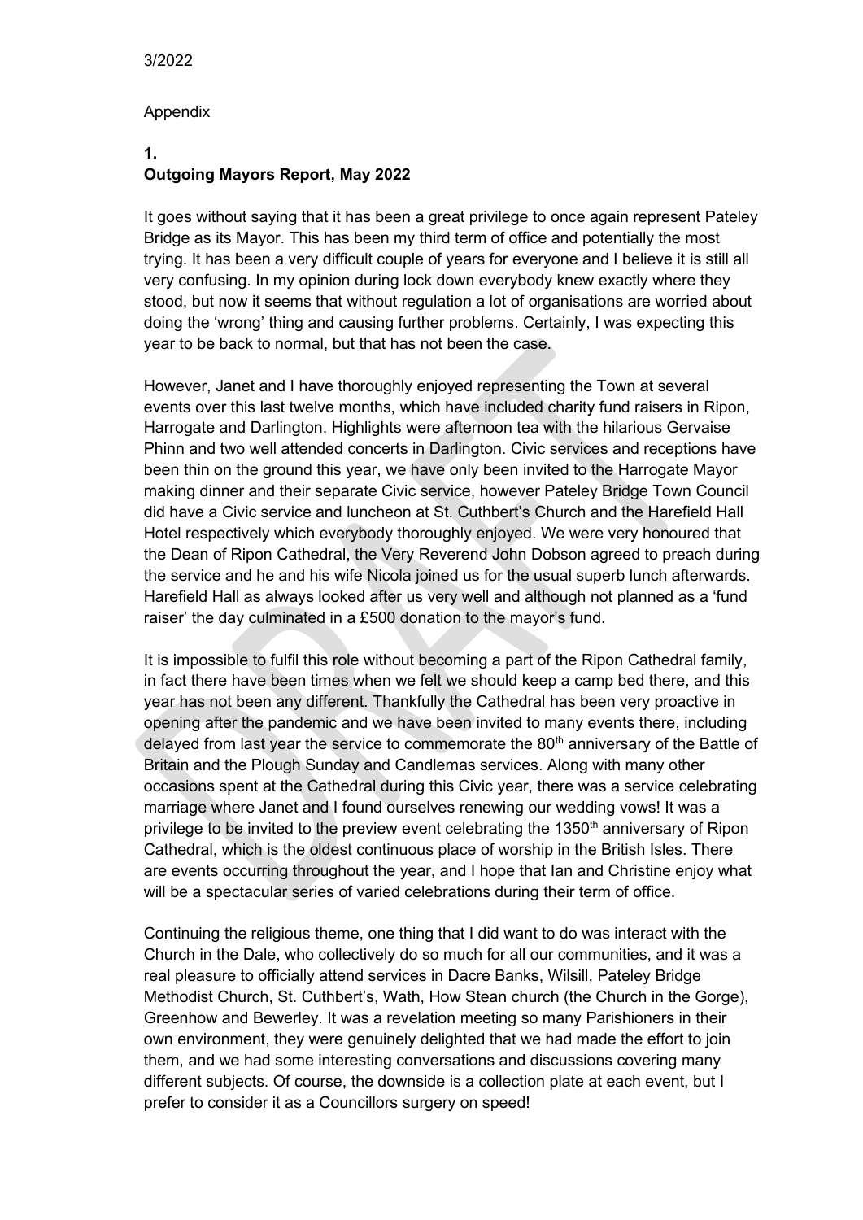3/2022

Appendix

## 1.
## Outgoing Mayors Report, May 2022

It goes without saying that it has been a great privilege to once again represent Pateley Bridge as its Mayor. This has been my third term of office and potentially the most trying. It has been a very difficult couple of years for everyone and I believe it is still all very confusing. In my opinion during lock down everybody knew exactly where they stood, but now it seems that without regulation a lot of organisations are worried about doing the 'wrong' thing and causing further problems. Certainly, I was expecting this year to be back to normal, but that has not been the case.

However, Janet and I have thoroughly enjoyed representing the Town at several events over this last twelve months, which have included charity fund raisers in Ripon, Harrogate and Darlington. Highlights were afternoon tea with the hilarious Gervaise Phinn and two well attended concerts in Darlington. Civic services and receptions have been thin on the ground this year, we have only been invited to the Harrogate Mayor making dinner and their separate Civic service, however Pateley Bridge Town Council did have a Civic service and luncheon at St. Cuthbert's Church and the Harefield Hall Hotel respectively which everybody thoroughly enjoyed. We were very honoured that the Dean of Ripon Cathedral, the Very Reverend John Dobson agreed to preach during the service and he and his wife Nicola joined us for the usual superb lunch afterwards. Harefield Hall as always looked after us very well and although not planned as a 'fund raiser' the day culminated in a £500 donation to the mayor's fund.

It is impossible to fulfil this role without becoming a part of the Ripon Cathedral family, in fact there have been times when we felt we should keep a camp bed there, and this year has not been any different. Thankfully the Cathedral has been very proactive in opening after the pandemic and we have been invited to many events there, including delayed from last year the service to commemorate the 80th anniversary of the Battle of Britain and the Plough Sunday and Candlemas services. Along with many other occasions spent at the Cathedral during this Civic year, there was a service celebrating marriage where Janet and I found ourselves renewing our wedding vows! It was a privilege to be invited to the preview event celebrating the 1350th anniversary of Ripon Cathedral, which is the oldest continuous place of worship in the British Isles. There are events occurring throughout the year, and I hope that Ian and Christine enjoy what will be a spectacular series of varied celebrations during their term of office.

Continuing the religious theme, one thing that I did want to do was interact with the Church in the Dale, who collectively do so much for all our communities, and it was a real pleasure to officially attend services in Dacre Banks, Wilsill, Pateley Bridge Methodist Church, St. Cuthbert's, Wath, How Stean church (the Church in the Gorge), Greenhow and Bewerley. It was a revelation meeting so many Parishioners in their own environment, they were genuinely delighted that we had made the effort to join them, and we had some interesting conversations and discussions covering many different subjects. Of course, the downside is a collection plate at each event, but I prefer to consider it as a Councillors surgery on speed!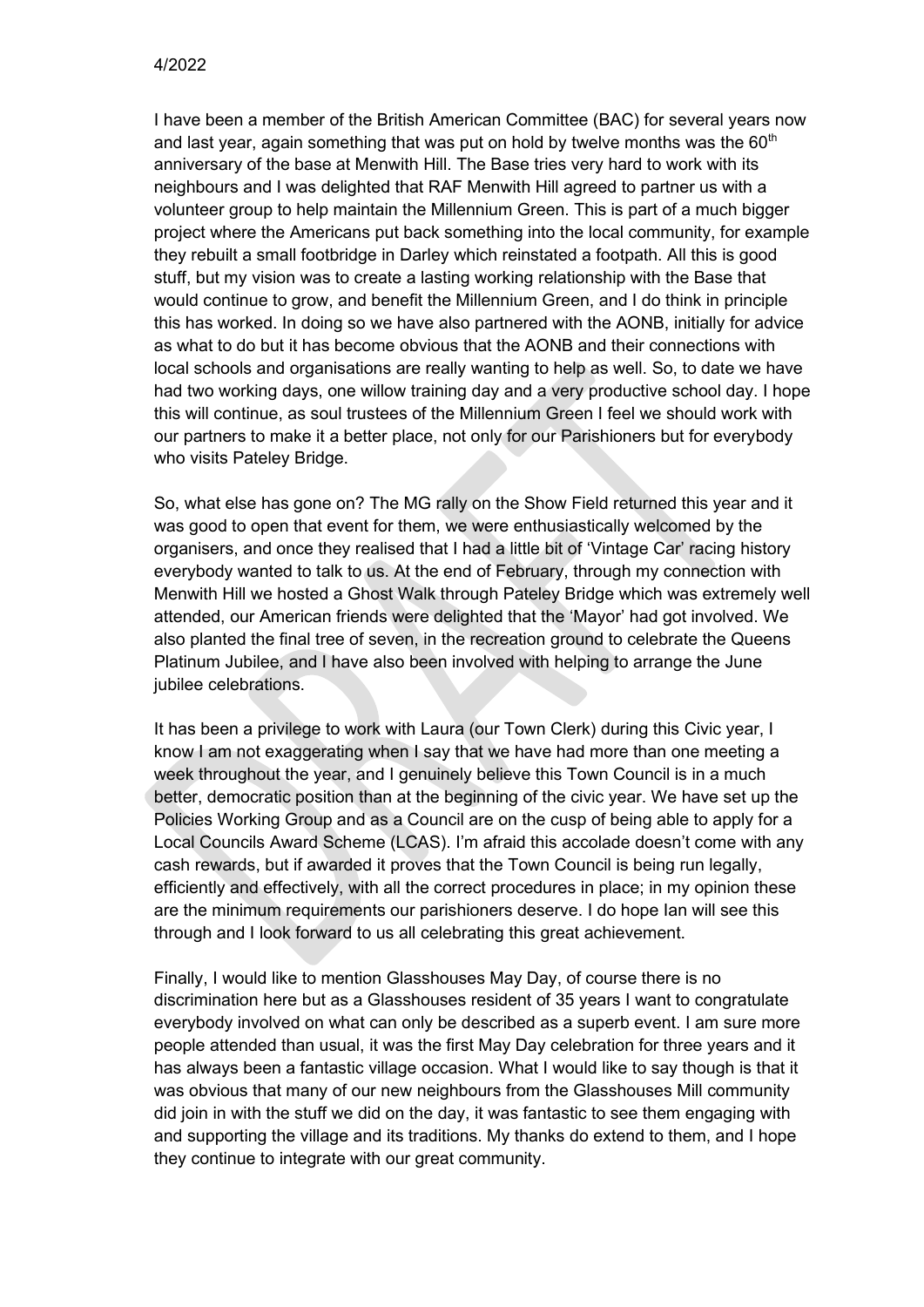I have been a member of the British American Committee (BAC) for several years now and last year, again something that was put on hold by twelve months was the 60th anniversary of the base at Menwith Hill. The Base tries very hard to work with its neighbours and I was delighted that RAF Menwith Hill agreed to partner us with a volunteer group to help maintain the Millennium Green. This is part of a much bigger project where the Americans put back something into the local community, for example they rebuilt a small footbridge in Darley which reinstated a footpath. All this is good stuff, but my vision was to create a lasting working relationship with the Base that would continue to grow, and benefit the Millennium Green, and I do think in principle this has worked. In doing so we have also partnered with the AONB, initially for advice as what to do but it has become obvious that the AONB and their connections with local schools and organisations are really wanting to help as well. So, to date we have had two working days, one willow training day and a very productive school day. I hope this will continue, as soul trustees of the Millennium Green I feel we should work with our partners to make it a better place, not only for our Parishioners but for everybody who visits Pateley Bridge.

So, what else has gone on? The MG rally on the Show Field returned this year and it was good to open that event for them, we were enthusiastically welcomed by the organisers, and once they realised that I had a little bit of 'Vintage Car' racing history everybody wanted to talk to us. At the end of February, through my connection with Menwith Hill we hosted a Ghost Walk through Pateley Bridge which was extremely well attended, our American friends were delighted that the 'Mayor' had got involved. We also planted the final tree of seven, in the recreation ground to celebrate the Queens Platinum Jubilee, and I have also been involved with helping to arrange the June jubilee celebrations.

It has been a privilege to work with Laura (our Town Clerk) during this Civic year, I know I am not exaggerating when I say that we have had more than one meeting a week throughout the year, and I genuinely believe this Town Council is in a much better, democratic position than at the beginning of the civic year. We have set up the Policies Working Group and as a Council are on the cusp of being able to apply for a Local Councils Award Scheme (LCAS). I'm afraid this accolade doesn't come with any cash rewards, but if awarded it proves that the Town Council is being run legally, efficiently and effectively, with all the correct procedures in place; in my opinion these are the minimum requirements our parishioners deserve. I do hope Ian will see this through and I look forward to us all celebrating this great achievement.

Finally, I would like to mention Glasshouses May Day, of course there is no discrimination here but as a Glasshouses resident of 35 years I want to congratulate everybody involved on what can only be described as a superb event. I am sure more people attended than usual, it was the first May Day celebration for three years and it has always been a fantastic village occasion. What I would like to say though is that it was obvious that many of our new neighbours from the Glasshouses Mill community did join in with the stuff we did on the day, it was fantastic to see them engaging with and supporting the village and its traditions. My thanks do extend to them, and I hope they continue to integrate with our great community.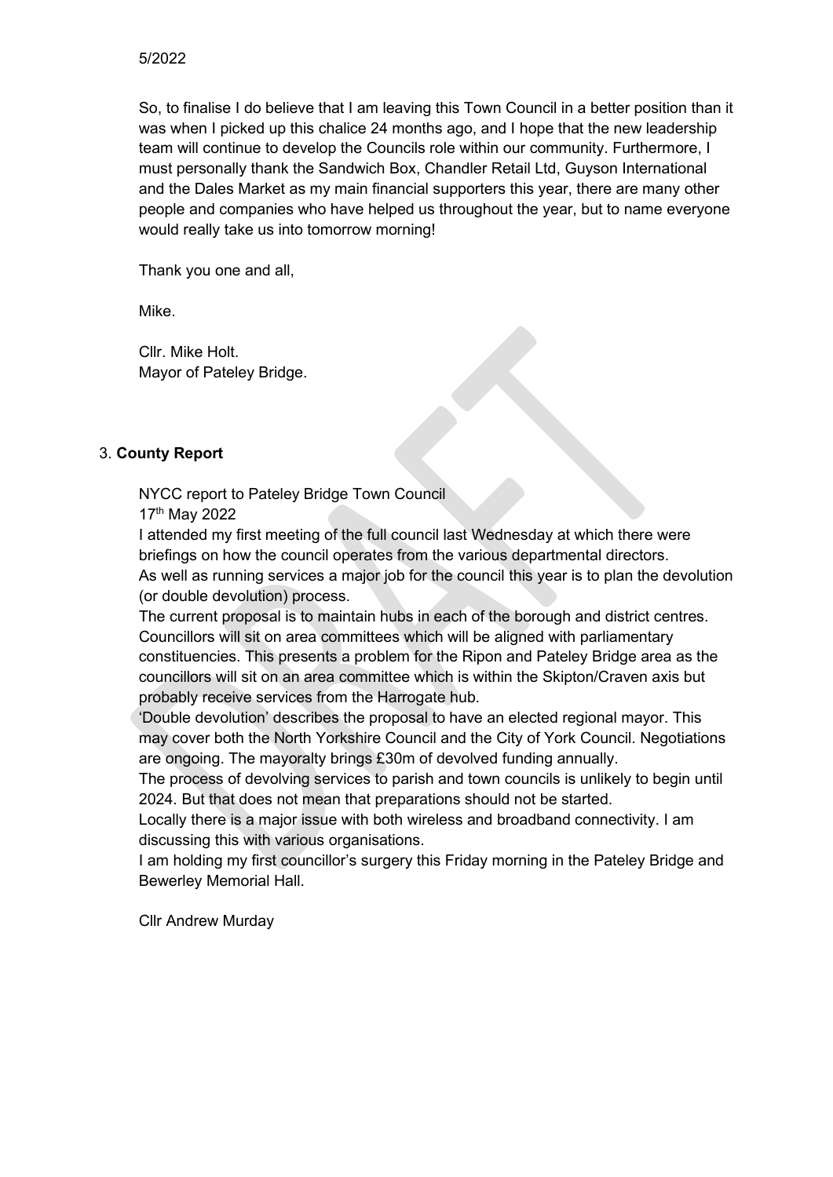So, to finalise I do believe that I am leaving this Town Council in a better position than it was when I picked up this chalice 24 months ago, and I hope that the new leadership team will continue to develop the Councils role within our community. Furthermore, I must personally thank the Sandwich Box, Chandler Retail Ltd, Guyson International and the Dales Market as my main financial supporters this year, there are many other people and companies who have helped us throughout the year, but to name everyone would really take us into tomorrow morning!

Thank you one and all,

Mike.

Cllr. Mike Holt.
Mayor of Pateley Bridge.

3. **County Report**

NYCC report to Pateley Bridge Town Council
17th May 2022
I attended my first meeting of the full council last Wednesday at which there were briefings on how the council operates from the various departmental directors.
As well as running services a major job for the council this year is to plan the devolution (or double devolution) process.
The current proposal is to maintain hubs in each of the borough and district centres. Councillors will sit on area committees which will be aligned with parliamentary constituencies. This presents a problem for the Ripon and Pateley Bridge area as the councillors will sit on an area committee which is within the Skipton/Craven axis but probably receive services from the Harrogate hub.
'Double devolution' describes the proposal to have an elected regional mayor. This may cover both the North Yorkshire Council and the City of York Council. Negotiations are ongoing. The mayoralty brings £30m of devolved funding annually.
The process of devolving services to parish and town councils is unlikely to begin until 2024. But that does not mean that preparations should not be started.
Locally there is a major issue with both wireless and broadband connectivity. I am discussing this with various organisations.
I am holding my first councillor's surgery this Friday morning in the Pateley Bridge and Bewerley Memorial Hall.

Cllr Andrew Murday